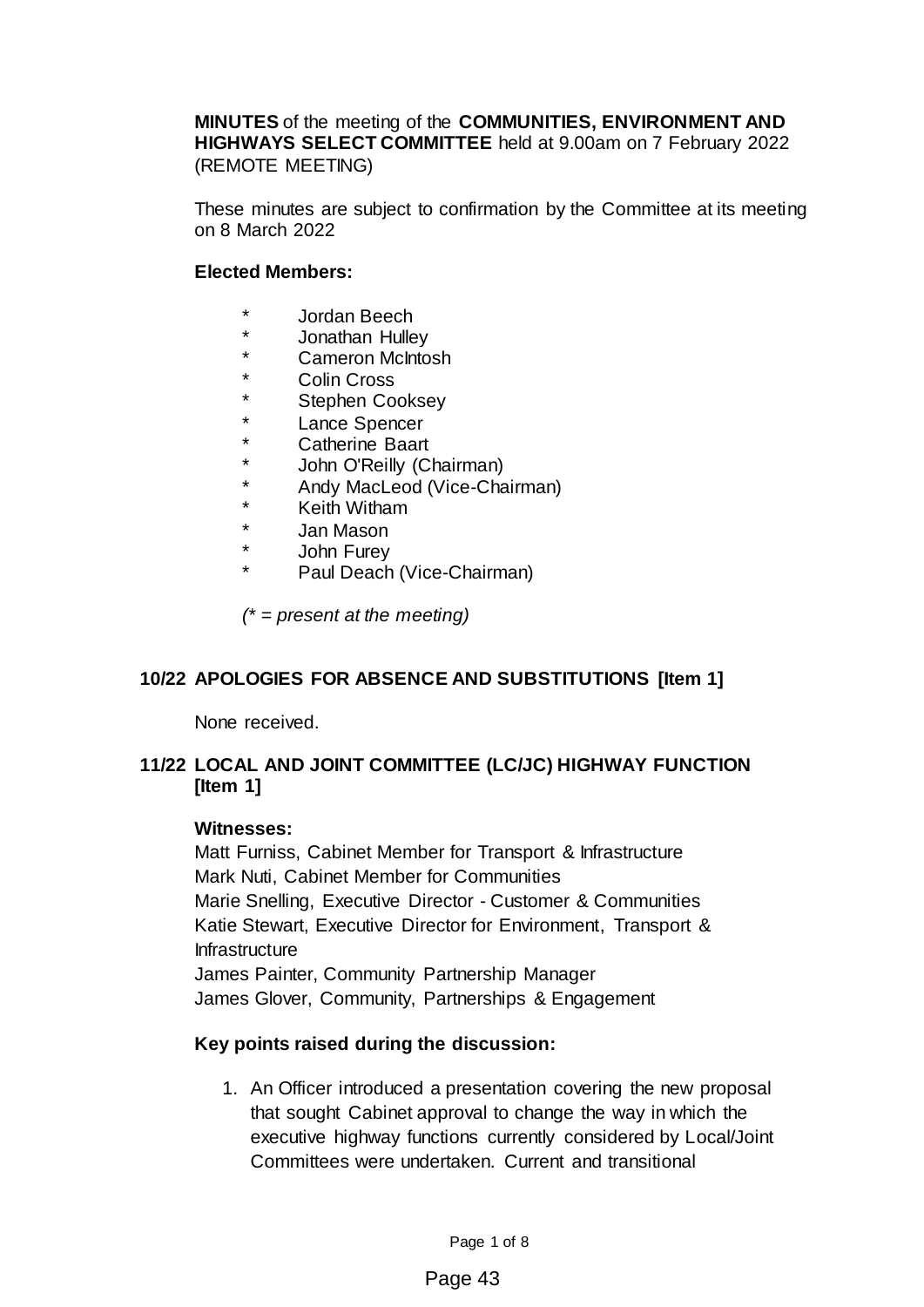**MINUTES** of the meeting of the **COMMUNITIES, ENVIRONMENT AND HIGHWAYS SELECT COMMITTEE** held at 9.00am on 7 February 2022 (REMOTE MEETING)

These minutes are subject to confirmation by the Committee at its meeting on 8 March 2022

**Elected Members:**

- \* Jordan Beech
- \* Jonathan Hulley
- \* Cameron McIntosh
- \* Colin Cross
- \* Stephen Cooksey
- \* Lance Spencer
- \* Catherine Baart
- \* John O'Reilly (Chairman)
- \* Andy MacLeod (Vice-Chairman)
- \* Keith Witham
- \* Jan Mason
- \* John Furey
- \* Paul Deach (Vice-Chairman)

*(\* = present at the meeting)*

## 10/22 APOLOGIES FOR ABSENCE AND SUBSTITUTIONS [Item 1]

None received.

## 11/22 LOCAL AND JOINT COMMITTEE (LC/JC) HIGHWAY FUNCTION [Item 1]

**Witnesses:**

Matt Furniss, Cabinet Member for Transport & Infrastructure
Mark Nuti, Cabinet Member for Communities
Marie Snelling, Executive Director - Customer & Communities
Katie Stewart, Executive Director for Environment, Transport & Infrastructure
James Painter, Community Partnership Manager
James Glover, Community, Partnerships & Engagement

**Key points raised during the discussion:**

1. An Officer introduced a presentation covering the new proposal that sought Cabinet approval to change the way in which the executive highway functions currently considered by Local/Joint Committees were undertaken. Current and transitional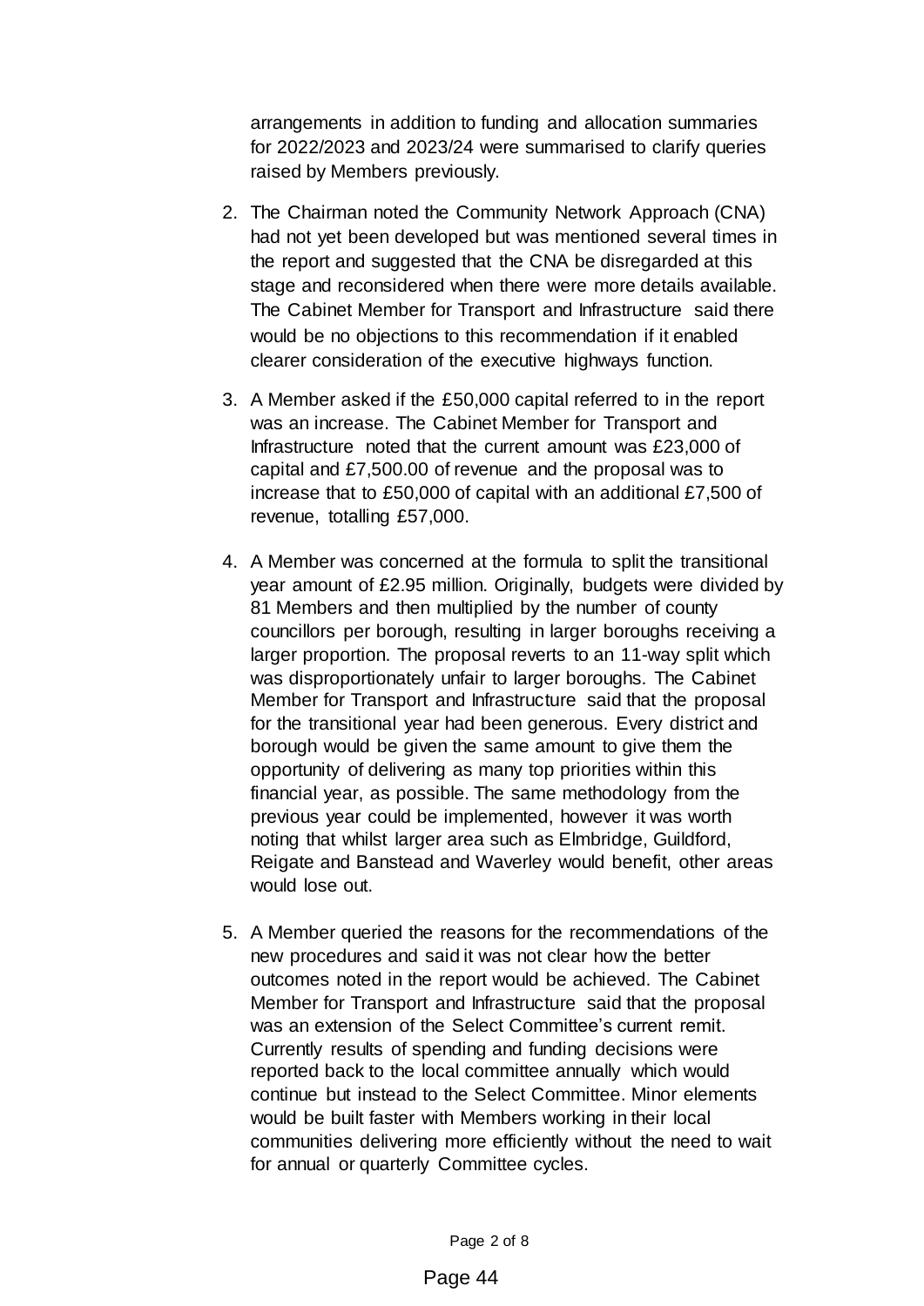arrangements in addition to funding and allocation summaries for 2022/2023 and 2023/24 were summarised to clarify queries raised by Members previously.

2. The Chairman noted the Community Network Approach (CNA) had not yet been developed but was mentioned several times in the report and suggested that the CNA be disregarded at this stage and reconsidered when there were more details available. The Cabinet Member for Transport and Infrastructure said there would be no objections to this recommendation if it enabled clearer consideration of the executive highways function.

3. A Member asked if the £50,000 capital referred to in the report was an increase. The Cabinet Member for Transport and Infrastructure noted that the current amount was £23,000 of capital and £7,500.00 of revenue and the proposal was to increase that to £50,000 of capital with an additional £7,500 of revenue, totalling £57,000.

4. A Member was concerned at the formula to split the transitional year amount of £2.95 million. Originally, budgets were divided by 81 Members and then multiplied by the number of county councillors per borough, resulting in larger boroughs receiving a larger proportion. The proposal reverts to an 11-way split which was disproportionately unfair to larger boroughs. The Cabinet Member for Transport and Infrastructure said that the proposal for the transitional year had been generous. Every district and borough would be given the same amount to give them the opportunity of delivering as many top priorities within this financial year, as possible. The same methodology from the previous year could be implemented, however it was worth noting that whilst larger area such as Elmbridge, Guildford, Reigate and Banstead and Waverley would benefit, other areas would lose out.

5. A Member queried the reasons for the recommendations of the new procedures and said it was not clear how the better outcomes noted in the report would be achieved. The Cabinet Member for Transport and Infrastructure said that the proposal was an extension of the Select Committee's current remit. Currently results of spending and funding decisions were reported back to the local committee annually which would continue but instead to the Select Committee. Minor elements would be built faster with Members working in their local communities delivering more efficiently without the need to wait for annual or quarterly Committee cycles.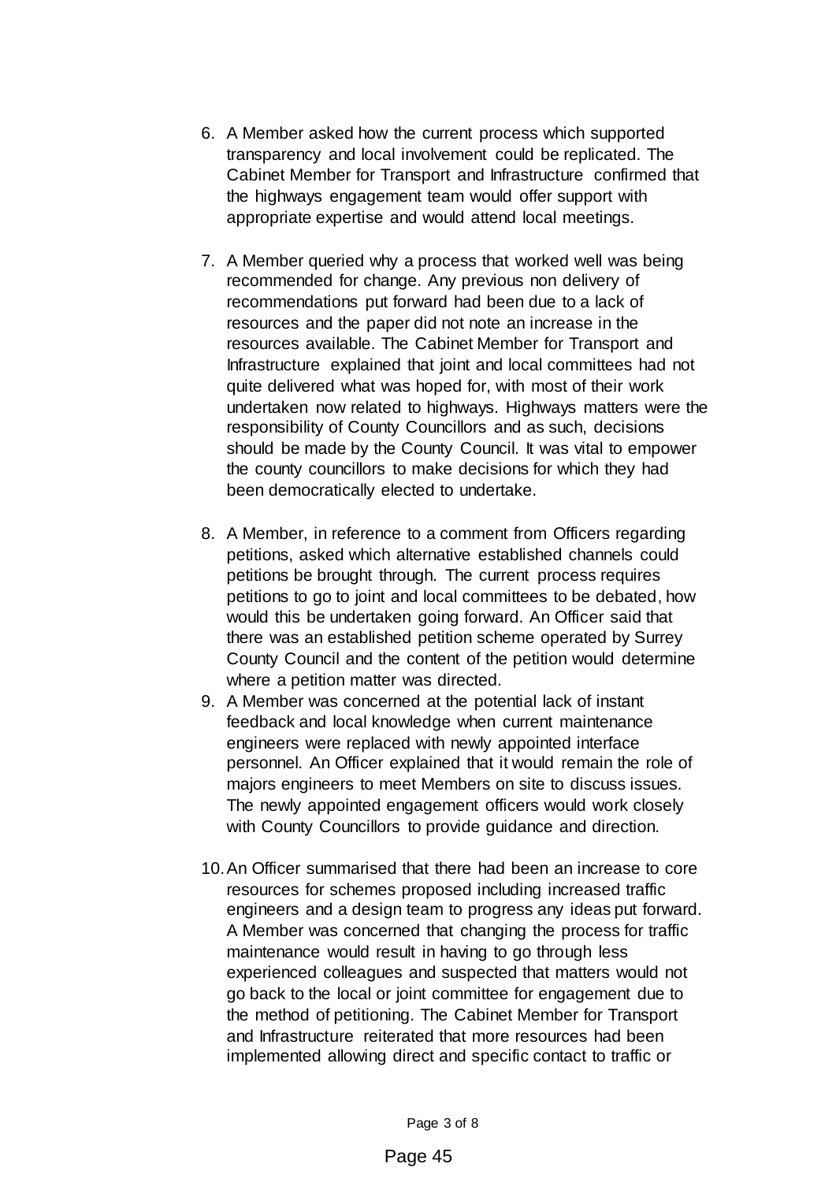6. A Member asked how the current process which supported transparency and local involvement could be replicated. The Cabinet Member for Transport and Infrastructure confirmed that the highways engagement team would offer support with appropriate expertise and would attend local meetings.

7. A Member queried why a process that worked well was being recommended for change. Any previous non delivery of recommendations put forward had been due to a lack of resources and the paper did not note an increase in the resources available. The Cabinet Member for Transport and Infrastructure explained that joint and local committees had not quite delivered what was hoped for, with most of their work undertaken now related to highways. Highways matters were the responsibility of County Councillors and as such, decisions should be made by the County Council. It was vital to empower the county councillors to make decisions for which they had been democratically elected to undertake.

8. A Member, in reference to a comment from Officers regarding petitions, asked which alternative established channels could petitions be brought through. The current process requires petitions to go to joint and local committees to be debated, how would this be undertaken going forward. An Officer said that there was an established petition scheme operated by Surrey County Council and the content of the petition would determine where a petition matter was directed.

9. A Member was concerned at the potential lack of instant feedback and local knowledge when current maintenance engineers were replaced with newly appointed interface personnel. An Officer explained that it would remain the role of majors engineers to meet Members on site to discuss issues. The newly appointed engagement officers would work closely with County Councillors to provide guidance and direction.

10. An Officer summarised that there had been an increase to core resources for schemes proposed including increased traffic engineers and a design team to progress any ideas put forward. A Member was concerned that changing the process for traffic maintenance would result in having to go through less experienced colleagues and suspected that matters would not go back to the local or joint committee for engagement due to the method of petitioning. The Cabinet Member for Transport and Infrastructure reiterated that more resources had been implemented allowing direct and specific contact to traffic or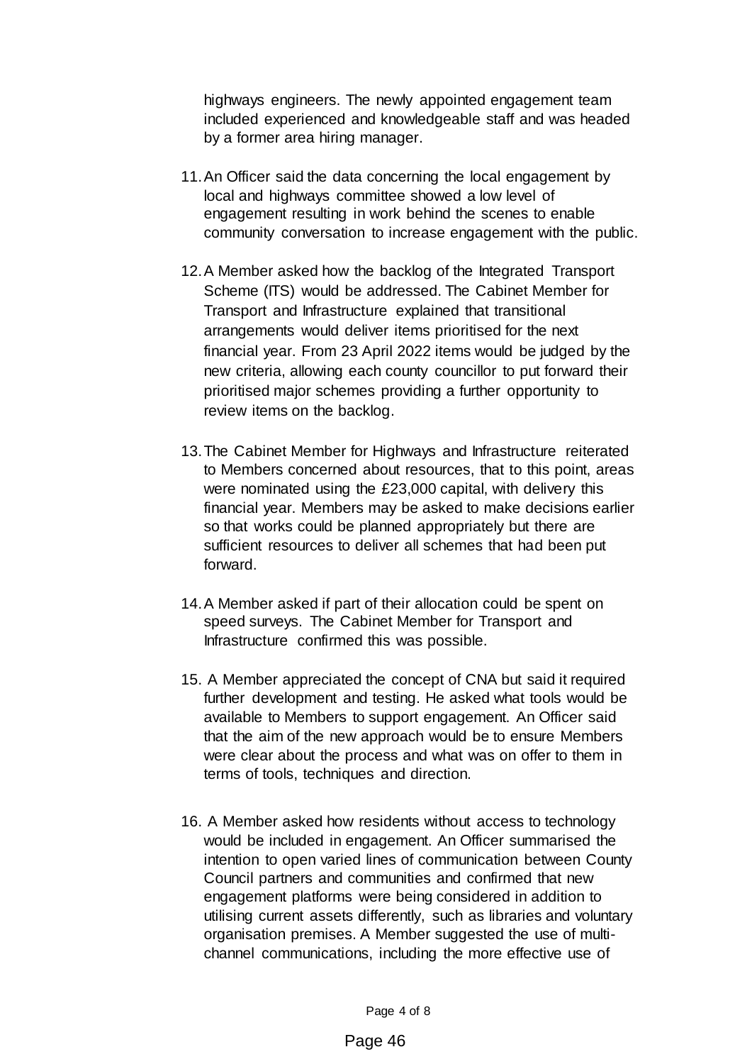highways engineers. The newly appointed engagement team included experienced and knowledgeable staff and was headed by a former area hiring manager.

11. An Officer said the data concerning the local engagement by local and highways committee showed a low level of engagement resulting in work behind the scenes to enable community conversation to increase engagement with the public.

12. A Member asked how the backlog of the Integrated Transport Scheme (ITS) would be addressed. The Cabinet Member for Transport and Infrastructure explained that transitional arrangements would deliver items prioritised for the next financial year. From 23 April 2022 items would be judged by the new criteria, allowing each county councillor to put forward their prioritised major schemes providing a further opportunity to review items on the backlog.

13. The Cabinet Member for Highways and Infrastructure reiterated to Members concerned about resources, that to this point, areas were nominated using the £23,000 capital, with delivery this financial year. Members may be asked to make decisions earlier so that works could be planned appropriately but there are sufficient resources to deliver all schemes that had been put forward.

14. A Member asked if part of their allocation could be spent on speed surveys. The Cabinet Member for Transport and Infrastructure confirmed this was possible.

15. A Member appreciated the concept of CNA but said it required further development and testing. He asked what tools would be available to Members to support engagement. An Officer said that the aim of the new approach would be to ensure Members were clear about the process and what was on offer to them in terms of tools, techniques and direction.

16. A Member asked how residents without access to technology would be included in engagement. An Officer summarised the intention to open varied lines of communication between County Council partners and communities and confirmed that new engagement platforms were being considered in addition to utilising current assets differently, such as libraries and voluntary organisation premises. A Member suggested the use of multi-channel communications, including the more effective use of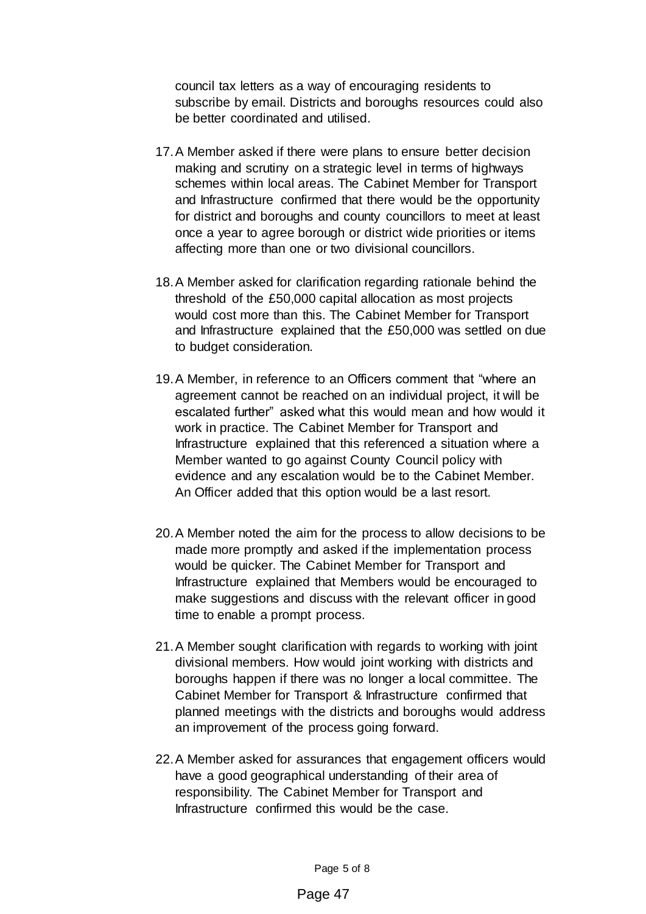council tax letters as a way of encouraging residents to subscribe by email. Districts and boroughs resources could also be better coordinated and utilised.

17. A Member asked if there were plans to ensure better decision making and scrutiny on a strategic level in terms of highways schemes within local areas. The Cabinet Member for Transport and Infrastructure confirmed that there would be the opportunity for district and boroughs and county councillors to meet at least once a year to agree borough or district wide priorities or items affecting more than one or two divisional councillors.

18. A Member asked for clarification regarding rationale behind the threshold of the £50,000 capital allocation as most projects would cost more than this. The Cabinet Member for Transport and Infrastructure explained that the £50,000 was settled on due to budget consideration.

19. A Member, in reference to an Officers comment that "where an agreement cannot be reached on an individual project, it will be escalated further" asked what this would mean and how would it work in practice. The Cabinet Member for Transport and Infrastructure explained that this referenced a situation where a Member wanted to go against County Council policy with evidence and any escalation would be to the Cabinet Member. An Officer added that this option would be a last resort.

20. A Member noted the aim for the process to allow decisions to be made more promptly and asked if the implementation process would be quicker. The Cabinet Member for Transport and Infrastructure explained that Members would be encouraged to make suggestions and discuss with the relevant officer in good time to enable a prompt process.

21. A Member sought clarification with regards to working with joint divisional members. How would joint working with districts and boroughs happen if there was no longer a local committee. The Cabinet Member for Transport & Infrastructure confirmed that planned meetings with the districts and boroughs would address an improvement of the process going forward.

22. A Member asked for assurances that engagement officers would have a good geographical understanding of their area of responsibility. The Cabinet Member for Transport and Infrastructure confirmed this would be the case.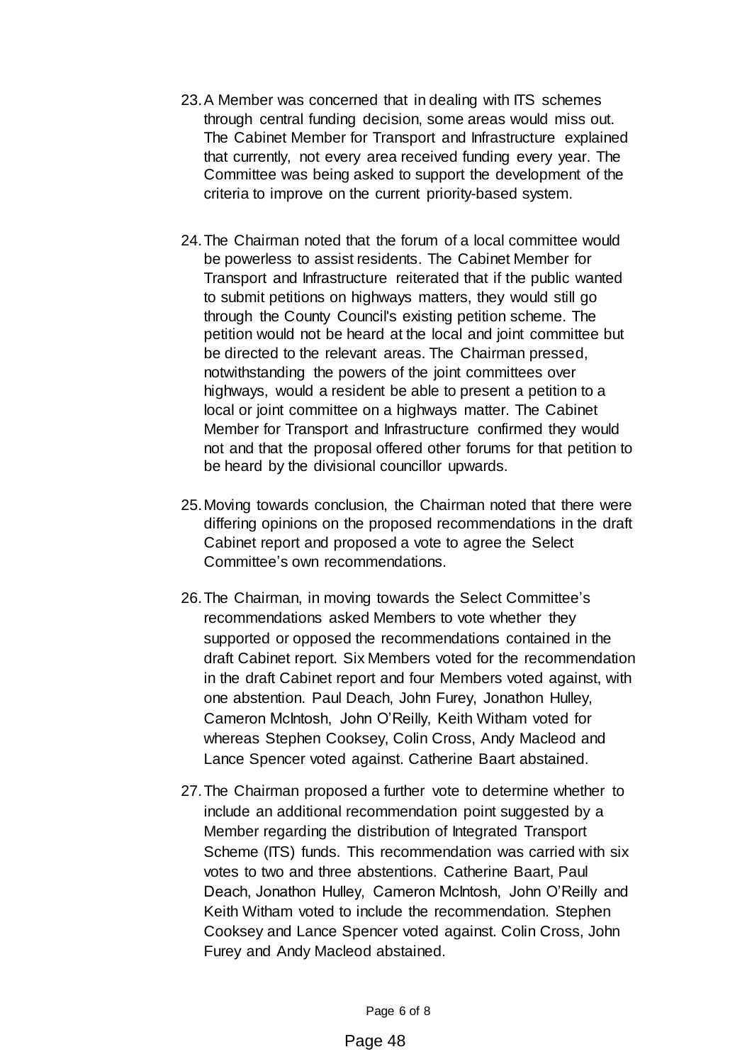23. A Member was concerned that in dealing with ITS schemes through central funding decision, some areas would miss out. The Cabinet Member for Transport and Infrastructure explained that currently, not every area received funding every year. The Committee was being asked to support the development of the criteria to improve on the current priority-based system.

24. The Chairman noted that the forum of a local committee would be powerless to assist residents. The Cabinet Member for Transport and Infrastructure reiterated that if the public wanted to submit petitions on highways matters, they would still go through the County Council's existing petition scheme. The petition would not be heard at the local and joint committee but be directed to the relevant areas. The Chairman pressed, notwithstanding the powers of the joint committees over highways, would a resident be able to present a petition to a local or joint committee on a highways matter. The Cabinet Member for Transport and Infrastructure confirmed they would not and that the proposal offered other forums for that petition to be heard by the divisional councillor upwards.

25. Moving towards conclusion, the Chairman noted that there were differing opinions on the proposed recommendations in the draft Cabinet report and proposed a vote to agree the Select Committee's own recommendations.

26. The Chairman, in moving towards the Select Committee's recommendations asked Members to vote whether they supported or opposed the recommendations contained in the draft Cabinet report. Six Members voted for the recommendation in the draft Cabinet report and four Members voted against, with one abstention. Paul Deach, John Furey, Jonathon Hulley, Cameron McIntosh, John O'Reilly, Keith Witham voted for whereas Stephen Cooksey, Colin Cross, Andy Macleod and Lance Spencer voted against. Catherine Baart abstained.

27. The Chairman proposed a further vote to determine whether to include an additional recommendation point suggested by a Member regarding the distribution of Integrated Transport Scheme (ITS) funds. This recommendation was carried with six votes to two and three abstentions. Catherine Baart, Paul Deach, Jonathon Hulley, Cameron McIntosh, John O'Reilly and Keith Witham voted to include the recommendation. Stephen Cooksey and Lance Spencer voted against. Colin Cross, John Furey and Andy Macleod abstained.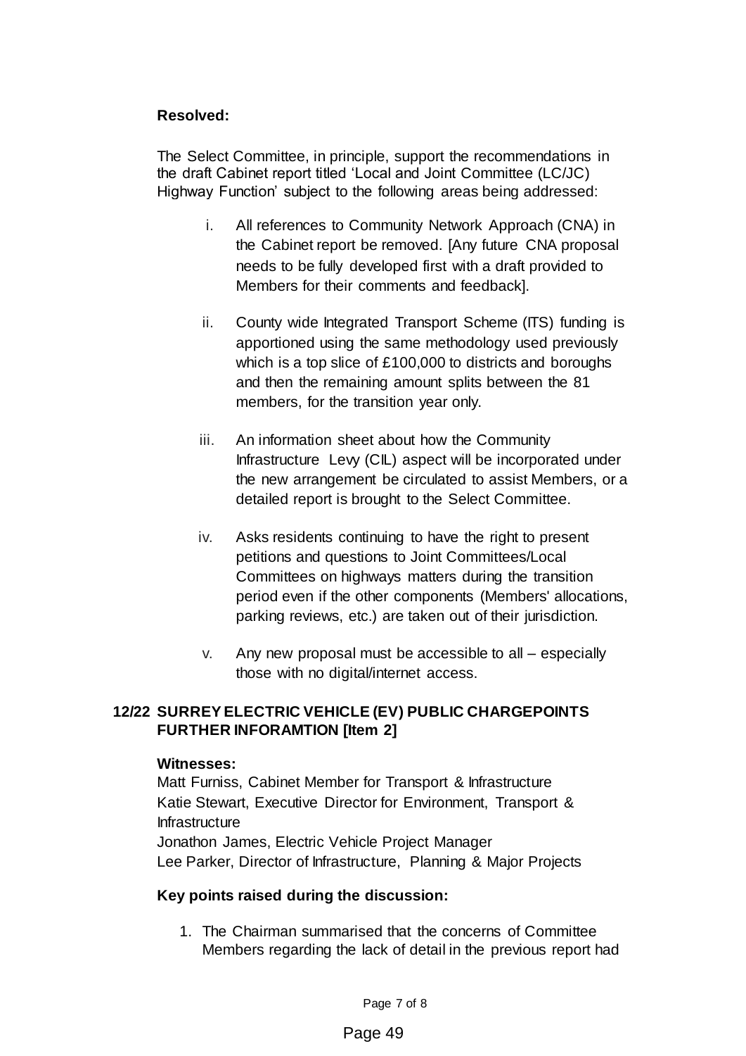**Resolved:**

The Select Committee, in principle, support the recommendations in the draft Cabinet report titled 'Local and Joint Committee (LC/JC) Highway Function' subject to the following areas being addressed:

i. All references to Community Network Approach (CNA) in the Cabinet report be removed. [Any future CNA proposal needs to be fully developed first with a draft provided to Members for their comments and feedback].

ii. County wide Integrated Transport Scheme (ITS) funding is apportioned using the same methodology used previously which is a top slice of £100,000 to districts and boroughs and then the remaining amount splits between the 81 members, for the transition year only.

iii. An information sheet about how the Community Infrastructure Levy (CIL) aspect will be incorporated under the new arrangement be circulated to assist Members, or a detailed report is brought to the Select Committee.

iv. Asks residents continuing to have the right to present petitions and questions to Joint Committees/Local Committees on highways matters during the transition period even if the other components (Members' allocations, parking reviews, etc.) are taken out of their jurisdiction.

v. Any new proposal must be accessible to all – especially those with no digital/internet access.

## 12/22 SURREY ELECTRIC VEHICLE (EV) PUBLIC CHARGEPOINTS FURTHER INFORAMTION [Item 2]

**Witnesses:**

Matt Furniss, Cabinet Member for Transport & Infrastructure
Katie Stewart, Executive Director for Environment, Transport & Infrastructure
Jonathon James, Electric Vehicle Project Manager
Lee Parker, Director of Infrastructure, Planning & Major Projects

**Key points raised during the discussion:**

1. The Chairman summarised that the concerns of Committee Members regarding the lack of detail in the previous report had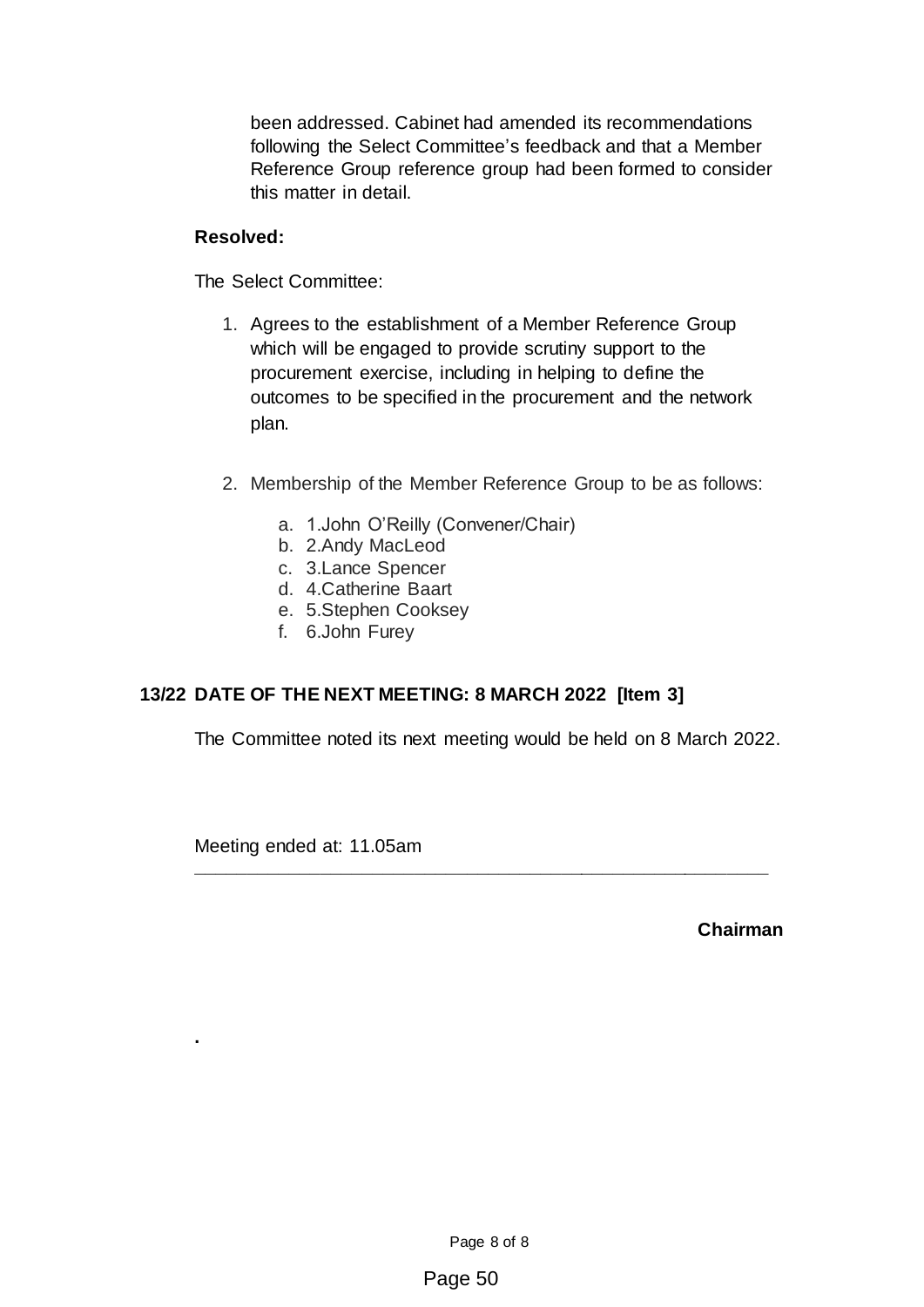been addressed. Cabinet had amended its recommendations following the Select Committee's feedback and that a Member Reference Group reference group had been formed to consider this matter in detail.

**Resolved:**

The Select Committee:

1. Agrees to the establishment of a Member Reference Group which will be engaged to provide scrutiny support to the procurement exercise, including in helping to define the outcomes to be specified in the procurement and the network plan.

2. Membership of the Member Reference Group to be as follows:

   a. 1.John O'Reilly (Convener/Chair)
   b. 2.Andy MacLeod
   c. 3.Lance Spencer
   d. 4.Catherine Baart
   e. 5.Stephen Cooksey
   f. 6.John Furey

## 13/22 DATE OF THE NEXT MEETING: 8 MARCH 2022 [Item 3]

The Committee noted its next meeting would be held on 8 March 2022.

Meeting ended at: 11.05am

---

**Chairman**

.